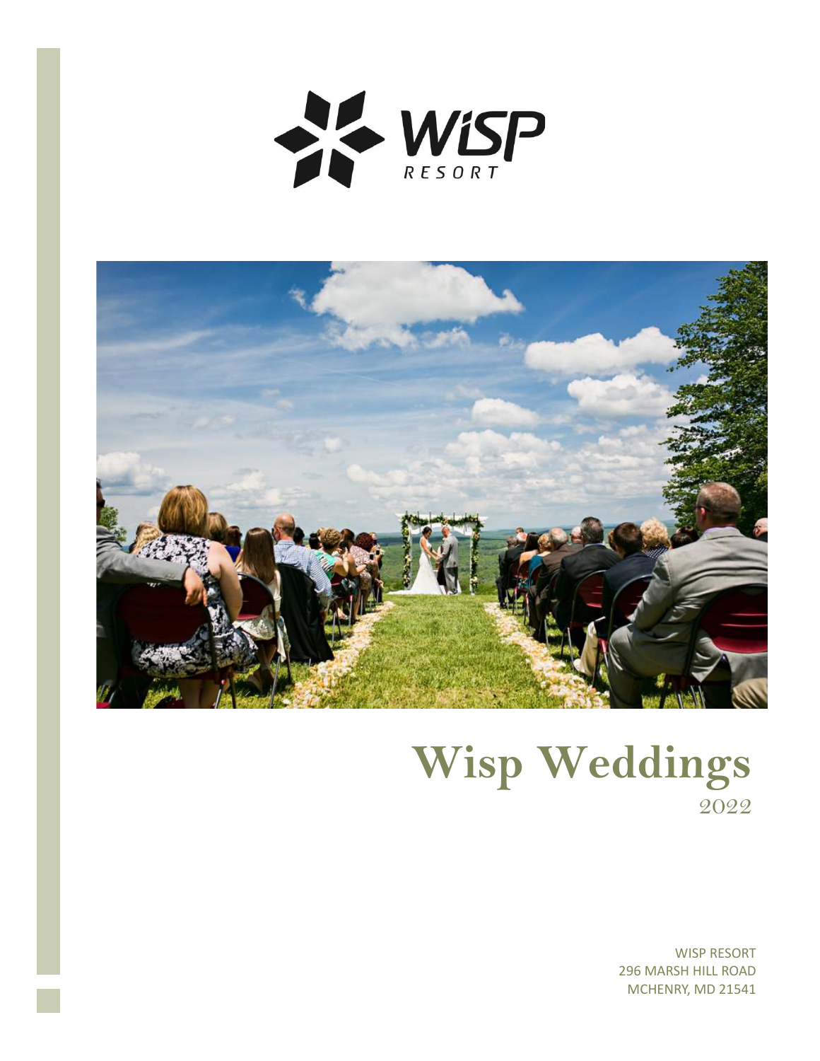# Wisp Weddings

*2022*

WISP RESORT
296 MARSH HILL ROAD
MCHENRY, MD 21541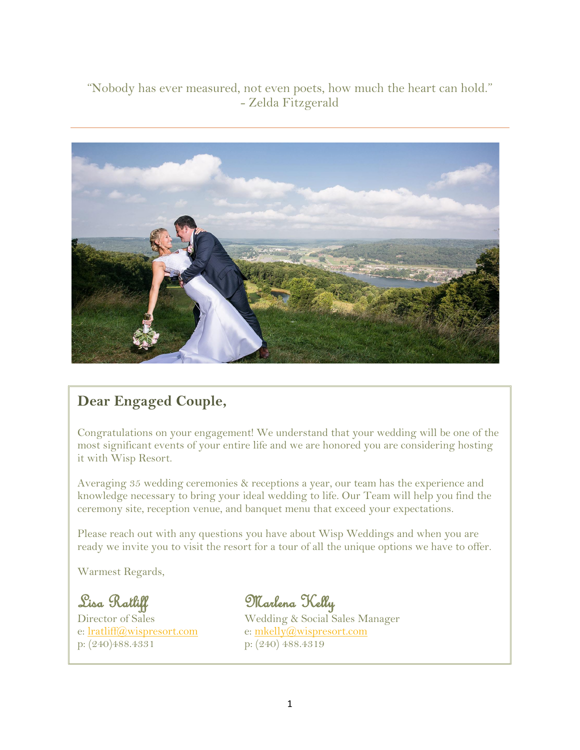"Nobody has ever measured, not even poets, how much the heart can hold."
- Zelda Fitzgerald

---

## Dear Engaged Couple,

Congratulations on your engagement! We understand that your wedding will be one of the most significant events of your entire life and we are honored you are considering hosting it with Wisp Resort.

Averaging 35 wedding ceremonies & receptions a year, our team has the experience and knowledge necessary to bring your ideal wedding to life. Our Team will help you find the ceremony site, reception venue, and banquet menu that exceed your expectations.

Please reach out with any questions you have about Wisp Weddings and when you are ready we invite you to visit the resort for a tour of all the unique options we have to offer.

Warmest Regards,

*Lisa Ratliff*
Director of Sales
e: lratliff@wispresort.com
p: (240)488.4331

*Marlena Kelly*
Wedding & Social Sales Manager
e: mkelly@wispresort.com
p: (240) 488.4319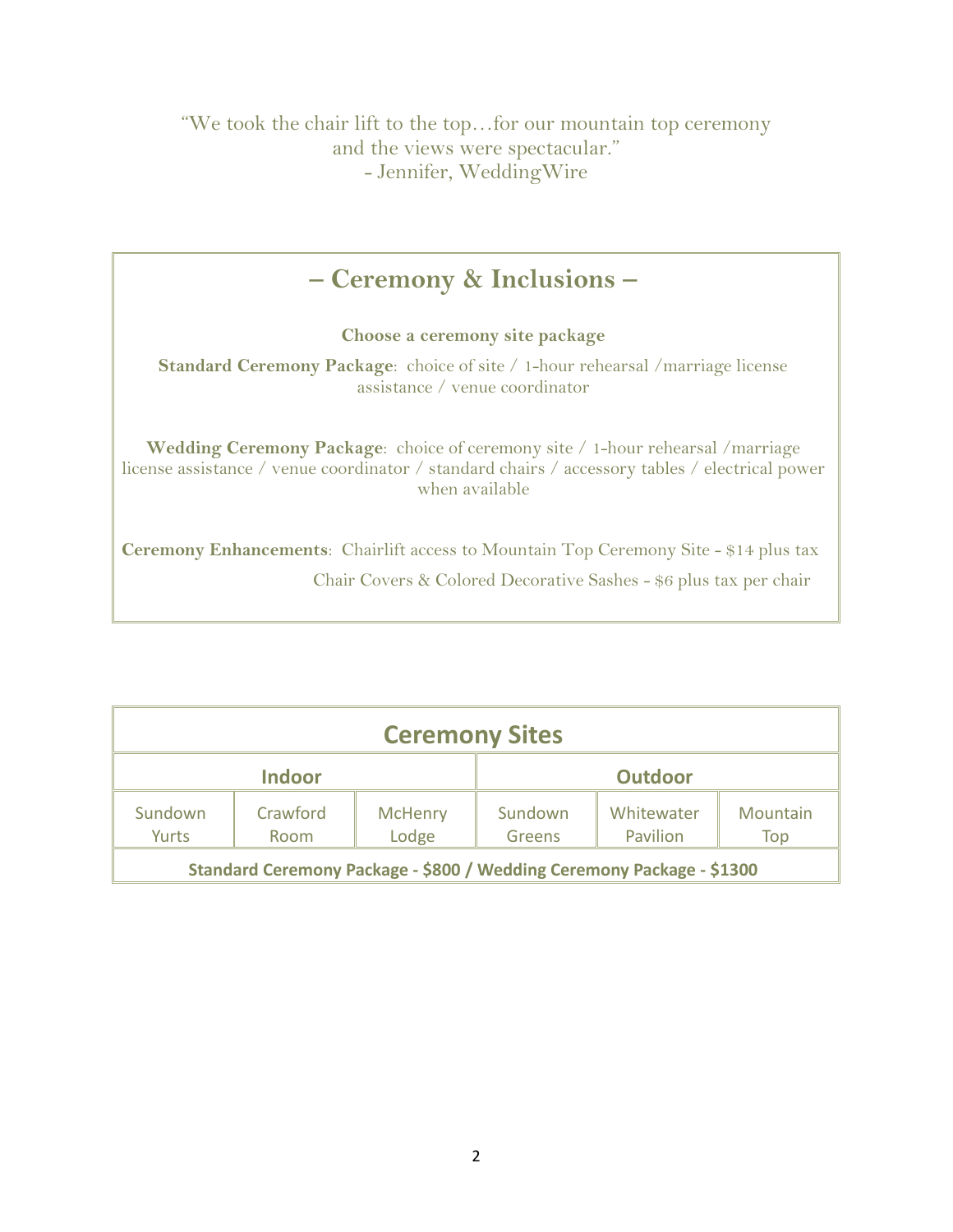"We took the chair lift to the top…for our mountain top ceremony and the views were spectacular."
- Jennifer, WeddingWire

## – Ceremony & Inclusions –

**Choose a ceremony site package**

**Standard Ceremony Package**: choice of site / 1-hour rehearsal /marriage license assistance / venue coordinator

**Wedding Ceremony Package**: choice of ceremony site / 1-hour rehearsal /marriage license assistance / venue coordinator / standard chairs / accessory tables / electrical power when available

**Ceremony Enhancements**: Chairlift access to Mountain Top Ceremony Site - $14 plus tax

Chair Covers & Colored Decorative Sashes - $6 plus tax per chair

| Ceremony Sites | | | | | |
|---|---|---|---|---|---|
| Indoor | | | Outdoor | | |
| Sundown Yurts | Crawford Room | McHenry Lodge | Sundown Greens | Whitewater Pavilion | Mountain Top |
| **Standard Ceremony Package - $800 / Wedding Ceremony Package - $1300** | | | | | |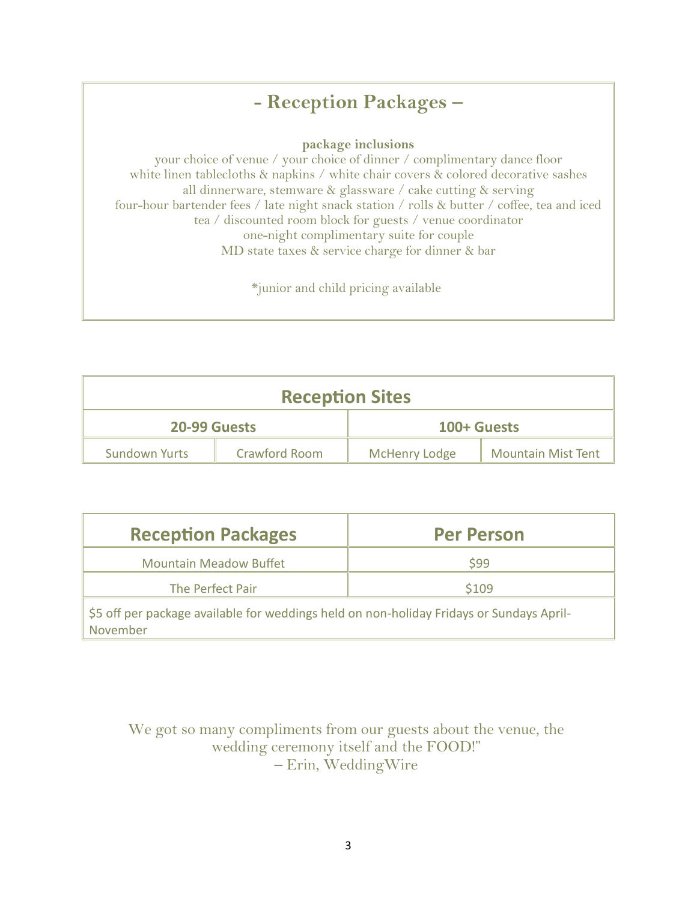# - Reception Packages –

**package inclusions**

your choice of venue / your choice of dinner / complimentary dance floor
white linen tablecloths & napkins / white chair covers & colored decorative sashes
all dinnerware, stemware & glassware / cake cutting & serving
four-hour bartender fees / late night snack station / rolls & butter / coffee, tea and iced tea / discounted room block for guests / venue coordinator
one-night complimentary suite for couple
MD state taxes & service charge for dinner & bar

*junior and child pricing available

| Reception Sites | | | |
|---|---|---|---|
| **20-99 Guests** | | **100+ Guests** | |
| Sundown Yurts | Crawford Room | McHenry Lodge | Mountain Mist Tent |

| Reception Packages | Per Person |
|---|---|
| Mountain Meadow Buffet | $99 |
| The Perfect Pair | $109 |
| $5 off per package available for weddings held on non-holiday Fridays or Sundays April-November | |

We got so many compliments from our guests about the venue, the wedding ceremony itself and the FOOD!"
– Erin, WeddingWire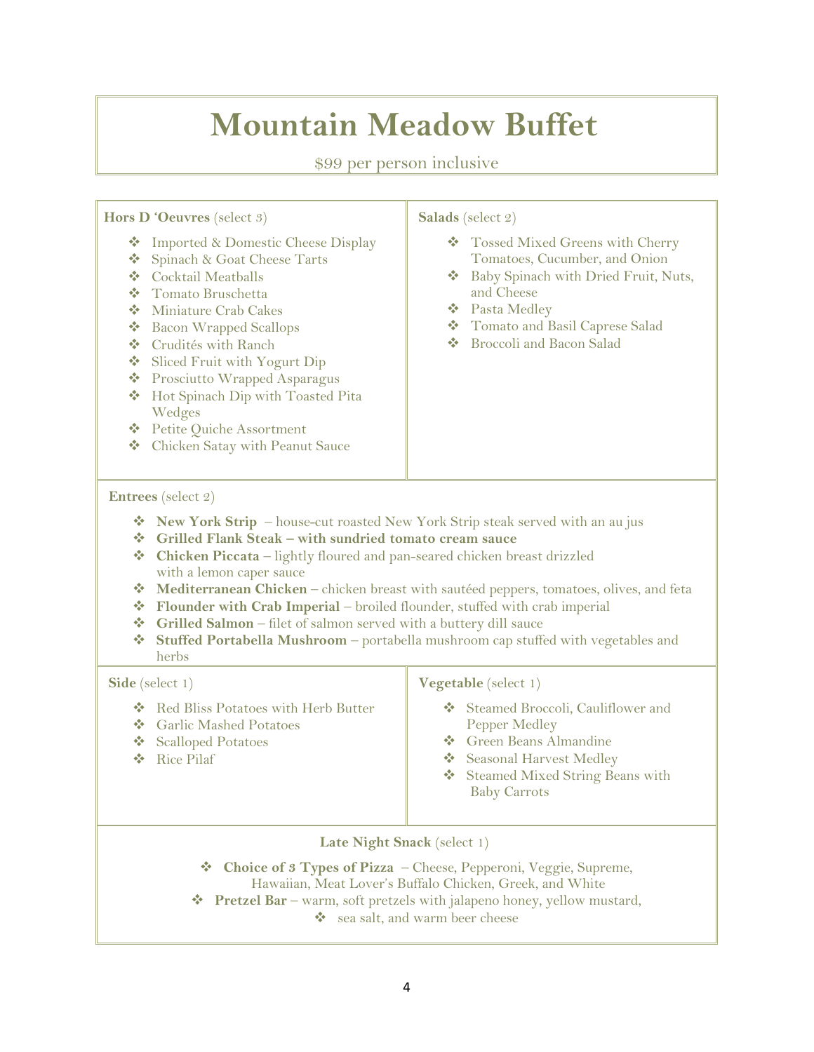# Mountain Meadow Buffet

$99 per person inclusive

**Hors D 'Oeuvres** (select 3)

- Imported & Domestic Cheese Display
- Spinach & Goat Cheese Tarts
- Cocktail Meatballs
- Tomato Bruschetta
- Miniature Crab Cakes
- Bacon Wrapped Scallops
- Crudités with Ranch
- Sliced Fruit with Yogurt Dip
- Prosciutto Wrapped Asparagus
- Hot Spinach Dip with Toasted Pita Wedges
- Petite Quiche Assortment
- Chicken Satay with Peanut Sauce

**Salads** (select 2)

- Tossed Mixed Greens with Cherry Tomatoes, Cucumber, and Onion
- Baby Spinach with Dried Fruit, Nuts, and Cheese
- Pasta Medley
- Tomato and Basil Caprese Salad
- Broccoli and Bacon Salad

**Entrees** (select 2)

- **New York Strip** – house-cut roasted New York Strip steak served with an au jus
- **Grilled Flank Steak – with sundried tomato cream sauce**
- **Chicken Piccata** – lightly floured and pan-seared chicken breast drizzled with a lemon caper sauce
- **Mediterranean Chicken** – chicken breast with sautéed peppers, tomatoes, olives, and feta
- **Flounder with Crab Imperial** – broiled flounder, stuffed with crab imperial
- **Grilled Salmon** – filet of salmon served with a buttery dill sauce
- **Stuffed Portabella Mushroom** – portabella mushroom cap stuffed with vegetables and herbs

**Side** (select 1)

- Red Bliss Potatoes with Herb Butter
- Garlic Mashed Potatoes
- Scalloped Potatoes
- Rice Pilaf

**Vegetable** (select 1)

- Steamed Broccoli, Cauliflower and Pepper Medley
- Green Beans Almandine
- Seasonal Harvest Medley
- Steamed Mixed String Beans with Baby Carrots

**Late Night Snack** (select 1)

- **Choice of 3 Types of Pizza** – Cheese, Pepperoni, Veggie, Supreme, Hawaiian, Meat Lover's Buffalo Chicken, Greek, and White
- **Pretzel Bar** – warm, soft pretzels with jalapeno honey, yellow mustard,
- sea salt, and warm beer cheese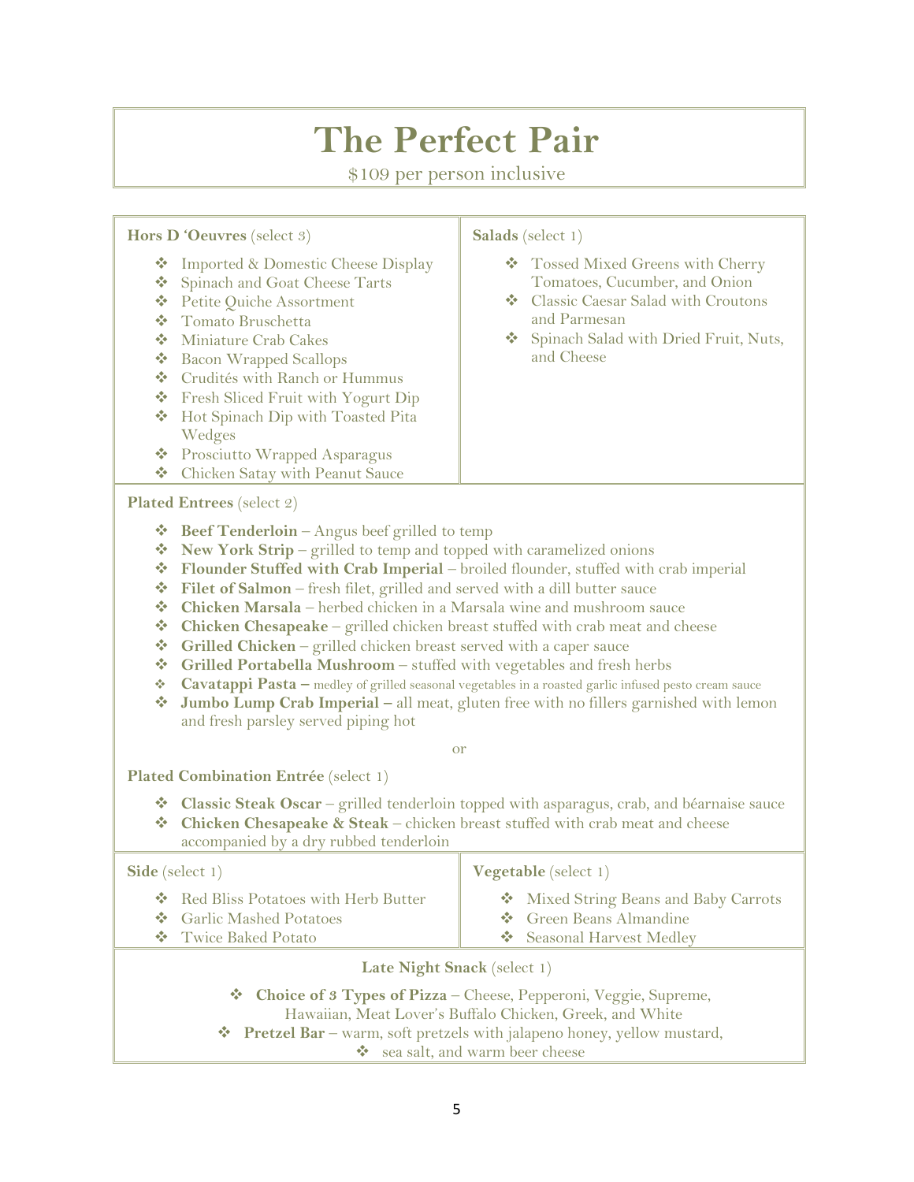# The Perfect Pair

$109 per person inclusive

**Hors D 'Oeuvres** (select 3)

- Imported & Domestic Cheese Display
- Spinach and Goat Cheese Tarts
- Petite Quiche Assortment
- Tomato Bruschetta
- Miniature Crab Cakes
- Bacon Wrapped Scallops
- Crudités with Ranch or Hummus
- Fresh Sliced Fruit with Yogurt Dip
- Hot Spinach Dip with Toasted Pita Wedges
- Prosciutto Wrapped Asparagus
- Chicken Satay with Peanut Sauce

**Salads** (select 1)

- Tossed Mixed Greens with Cherry Tomatoes, Cucumber, and Onion
- Classic Caesar Salad with Croutons and Parmesan
- Spinach Salad with Dried Fruit, Nuts, and Cheese

**Plated Entrees** (select 2)

- **Beef Tenderloin** – Angus beef grilled to temp
- **New York Strip** – grilled to temp and topped with caramelized onions
- **Flounder Stuffed with Crab Imperial** – broiled flounder, stuffed with crab imperial
- **Filet of Salmon** – fresh filet, grilled and served with a dill butter sauce
- **Chicken Marsala** – herbed chicken in a Marsala wine and mushroom sauce
- **Chicken Chesapeake** – grilled chicken breast stuffed with crab meat and cheese
- **Grilled Chicken** – grilled chicken breast served with a caper sauce
- **Grilled Portabella Mushroom** – stuffed with vegetables and fresh herbs
- **Cavatappi Pasta –** medley of grilled seasonal vegetables in a roasted garlic infused pesto cream sauce
- **Jumbo Lump Crab Imperial –** all meat, gluten free with no fillers garnished with lemon and fresh parsley served piping hot

or

**Plated Combination Entrée** (select 1)

- **Classic Steak Oscar** – grilled tenderloin topped with asparagus, crab, and béarnaise sauce
- **Chicken Chesapeake & Steak** – chicken breast stuffed with crab meat and cheese accompanied by a dry rubbed tenderloin

**Side** (select 1)

- Red Bliss Potatoes with Herb Butter
- Garlic Mashed Potatoes
- Twice Baked Potato

**Vegetable** (select 1)

- Mixed String Beans and Baby Carrots
- Green Beans Almandine
- Seasonal Harvest Medley

**Late Night Snack** (select 1)

- **Choice of 3 Types of Pizza** – Cheese, Pepperoni, Veggie, Supreme, Hawaiian, Meat Lover's Buffalo Chicken, Greek, and White
- **Pretzel Bar** – warm, soft pretzels with jalapeno honey, yellow mustard,
- sea salt, and warm beer cheese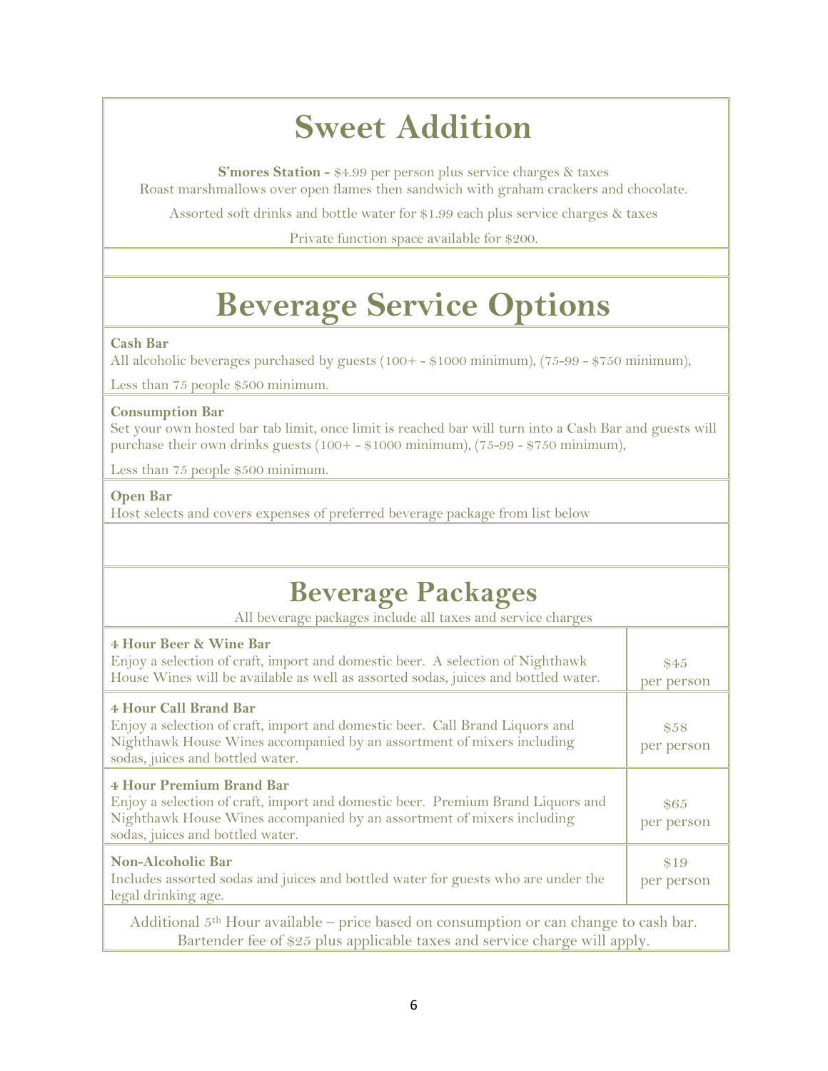# Sweet Addition

**S'mores Station -** $4.99 per person plus service charges & taxes
Roast marshmallows over open flames then sandwich with graham crackers and chocolate.

Assorted soft drinks and bottle water for $1.99 each plus service charges & taxes

Private function space available for $200.

# Beverage Service Options

**Cash Bar**
All alcoholic beverages purchased by guests (100+ - $1000 minimum), (75-99 - $750 minimum),

Less than 75 people $500 minimum.

**Consumption Bar**
Set your own hosted bar tab limit, once limit is reached bar will turn into a Cash Bar and guests will purchase their own drinks guests (100+ - $1000 minimum), (75-99 - $750 minimum),

Less than 75 people $500 minimum.

**Open Bar**
Host selects and covers expenses of preferred beverage package from list below

# Beverage Packages

All beverage packages include all taxes and service charges

| Package | Price |
|---|---|
| **4 Hour Beer & Wine Bar**<br>Enjoy a selection of craft, import and domestic beer. A selection of Nighthawk House Wines will be available as well as assorted sodas, juices and bottled water. | $45 per person |
| **4 Hour Call Brand Bar**<br>Enjoy a selection of craft, import and domestic beer. Call Brand Liquors and Nighthawk House Wines accompanied by an assortment of mixers including sodas, juices and bottled water. | $58 per person |
| **4 Hour Premium Brand Bar**<br>Enjoy a selection of craft, import and domestic beer. Premium Brand Liquors and Nighthawk House Wines accompanied by an assortment of mixers including sodas, juices and bottled water. | $65 per person |
| **Non-Alcoholic Bar**<br>Includes assorted sodas and juices and bottled water for guests who are under the legal drinking age. | $19 per person |

Additional 5th Hour available – price based on consumption or can change to cash bar.
Bartender fee of $25 plus applicable taxes and service charge will apply.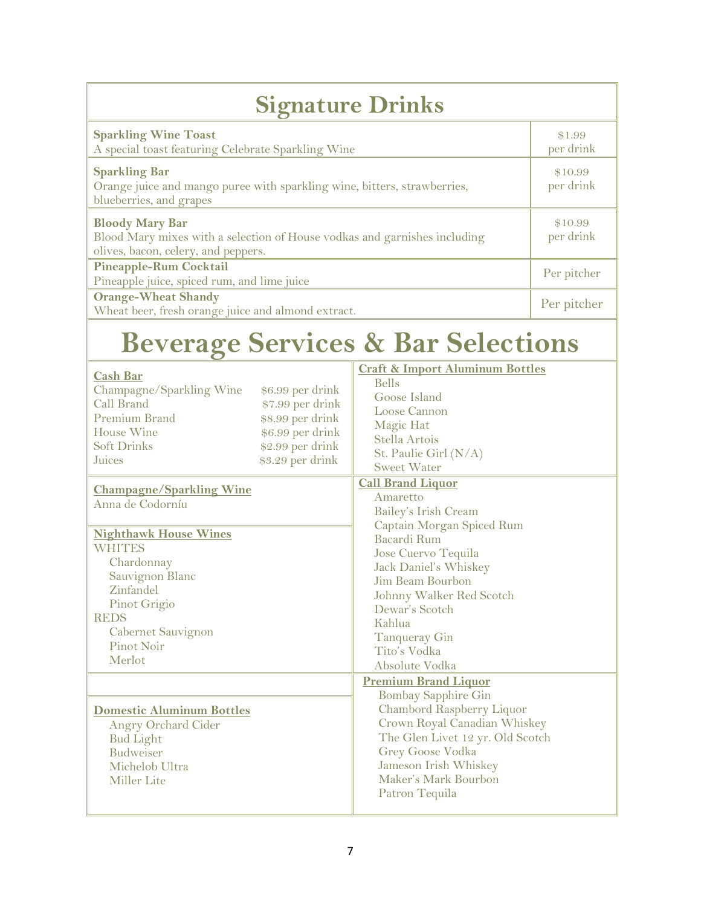# Signature Drinks

| Drink | Price |
|---|---|
| **Sparkling Wine Toast**<br>A special toast featuring Celebrate Sparkling Wine | $1.99 per drink |
| **Sparkling Bar**<br>Orange juice and mango puree with sparkling wine, bitters, strawberries, blueberries, and grapes | $10.99 per drink |
| **Bloody Mary Bar**<br>Blood Mary mixes with a selection of House vodkas and garnishes including olives, bacon, celery, and peppers. | $10.99 per drink |
| **Pineapple-Rum Cocktail**<br>Pineapple juice, spiced rum, and lime juice | Per pitcher |
| **Orange-Wheat Shandy**<br>Wheat beer, fresh orange juice and almond extract. | Per pitcher |

# Beverage Services & Bar Selections

**Cash Bar**

| Item | Price |
|---|---|
| Champagne/Sparkling Wine | $6.99 per drink |
| Call Brand | $7.99 per drink |
| Premium Brand | $8.99 per drink |
| House Wine | $6.99 per drink |
| Soft Drinks | $2.99 per drink |
| Juices | $3.29 per drink |

**Champagne/Sparkling Wine**

Anna de Codorníu

**Nighthawk House Wines**

WHITES
- Chardonnay
- Sauvignon Blanc
- Zinfandel
- Pinot Grigio

REDS
- Cabernet Sauvignon
- Pinot Noir
- Merlot

**Domestic Aluminum Bottles**
- Angry Orchard Cider
- Bud Light
- Budweiser
- Michelob Ultra
- Miller Lite

**Craft & Import Aluminum Bottles**
- Bells
- Goose Island
- Loose Cannon
- Magic Hat
- Stella Artois
- St. Paulie Girl (N/A)
- Sweet Water

**Call Brand Liquor**
- Amaretto
- Bailey's Irish Cream
- Captain Morgan Spiced Rum
- Bacardi Rum
- Jose Cuervo Tequila
- Jack Daniel's Whiskey
- Jim Beam Bourbon
- Johnny Walker Red Scotch
- Dewar's Scotch
- Kahlua
- Tanqueray Gin
- Tito's Vodka
- Absolute Vodka

**Premium Brand Liquor**
- Bombay Sapphire Gin
- Chambord Raspberry Liquor
- Crown Royal Canadian Whiskey
- The Glen Livet 12 yr. Old Scotch
- Grey Goose Vodka
- Jameson Irish Whiskey
- Maker's Mark Bourbon
- Patron Tequila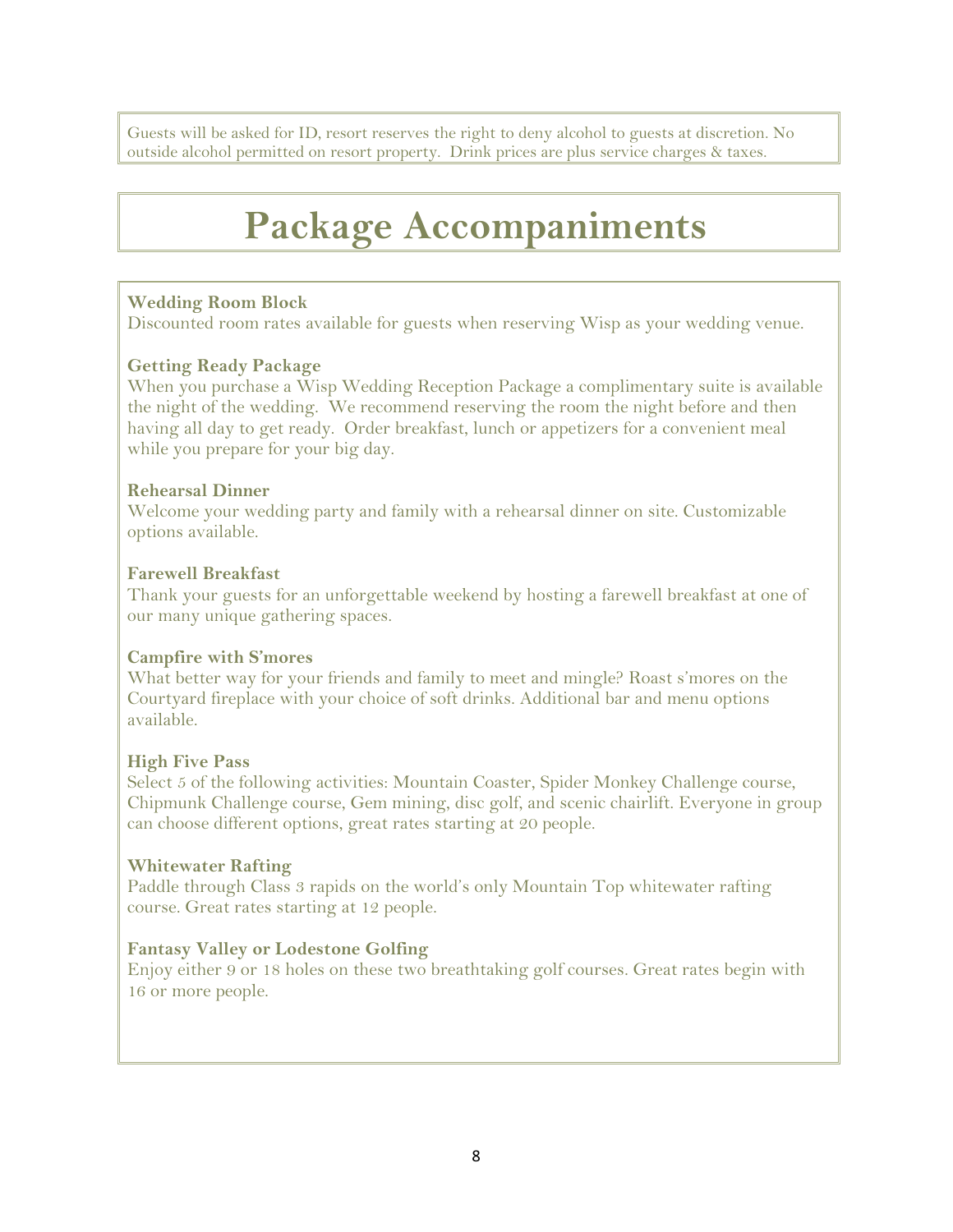Guests will be asked for ID, resort reserves the right to deny alcohol to guests at discretion. No outside alcohol permitted on resort property. Drink prices are plus service charges & taxes.

# Package Accompaniments

**Wedding Room Block**
Discounted room rates available for guests when reserving Wisp as your wedding venue.

**Getting Ready Package**
When you purchase a Wisp Wedding Reception Package a complimentary suite is available the night of the wedding. We recommend reserving the room the night before and then having all day to get ready. Order breakfast, lunch or appetizers for a convenient meal while you prepare for your big day.

**Rehearsal Dinner**
Welcome your wedding party and family with a rehearsal dinner on site. Customizable options available.

**Farewell Breakfast**
Thank your guests for an unforgettable weekend by hosting a farewell breakfast at one of our many unique gathering spaces.

**Campfire with S'mores**
What better way for your friends and family to meet and mingle? Roast s'mores on the Courtyard fireplace with your choice of soft drinks. Additional bar and menu options available.

**High Five Pass**
Select 5 of the following activities: Mountain Coaster, Spider Monkey Challenge course, Chipmunk Challenge course, Gem mining, disc golf, and scenic chairlift. Everyone in group can choose different options, great rates starting at 20 people.

**Whitewater Rafting**
Paddle through Class 3 rapids on the world's only Mountain Top whitewater rafting course. Great rates starting at 12 people.

**Fantasy Valley or Lodestone Golfing**
Enjoy either 9 or 18 holes on these two breathtaking golf courses. Great rates begin with 16 or more people.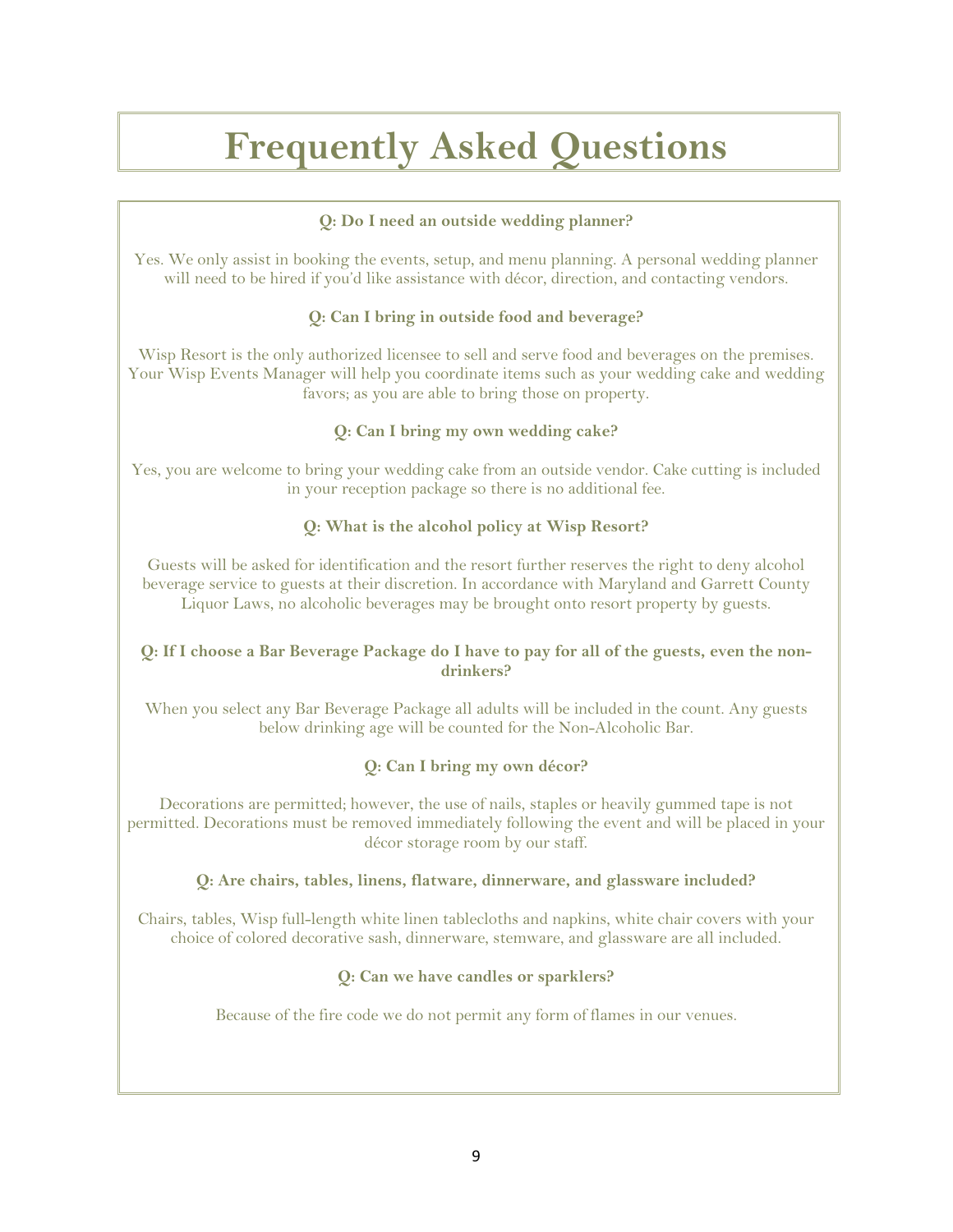# Frequently Asked Questions

**Q: Do I need an outside wedding planner?**

Yes. We only assist in booking the events, setup, and menu planning. A personal wedding planner will need to be hired if you'd like assistance with décor, direction, and contacting vendors.

**Q: Can I bring in outside food and beverage?**

Wisp Resort is the only authorized licensee to sell and serve food and beverages on the premises. Your Wisp Events Manager will help you coordinate items such as your wedding cake and wedding favors; as you are able to bring those on property.

**Q: Can I bring my own wedding cake?**

Yes, you are welcome to bring your wedding cake from an outside vendor. Cake cutting is included in your reception package so there is no additional fee.

**Q: What is the alcohol policy at Wisp Resort?**

Guests will be asked for identification and the resort further reserves the right to deny alcohol beverage service to guests at their discretion. In accordance with Maryland and Garrett County Liquor Laws, no alcoholic beverages may be brought onto resort property by guests.

**Q: If I choose a Bar Beverage Package do I have to pay for all of the guests, even the non-drinkers?**

When you select any Bar Beverage Package all adults will be included in the count. Any guests below drinking age will be counted for the Non-Alcoholic Bar.

**Q: Can I bring my own décor?**

Decorations are permitted; however, the use of nails, staples or heavily gummed tape is not permitted. Decorations must be removed immediately following the event and will be placed in your décor storage room by our staff.

**Q: Are chairs, tables, linens, flatware, dinnerware, and glassware included?**

Chairs, tables, Wisp full-length white linen tablecloths and napkins, white chair covers with your choice of colored decorative sash, dinnerware, stemware, and glassware are all included.

**Q: Can we have candles or sparklers?**

Because of the fire code we do not permit any form of flames in our venues.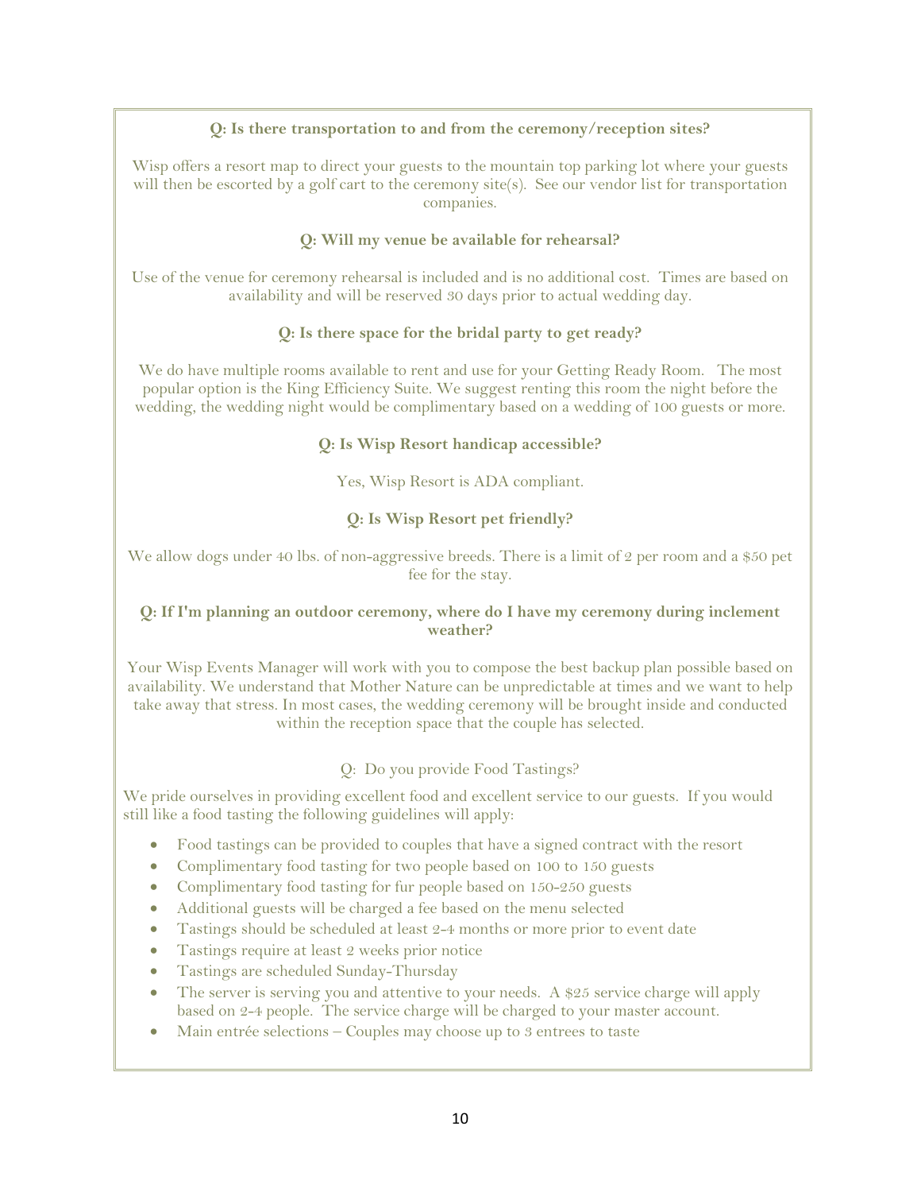**Q: Is there transportation to and from the ceremony/reception sites?**

Wisp offers a resort map to direct your guests to the mountain top parking lot where your guests will then be escorted by a golf cart to the ceremony site(s). See our vendor list for transportation companies.

**Q: Will my venue be available for rehearsal?**

Use of the venue for ceremony rehearsal is included and is no additional cost. Times are based on availability and will be reserved 30 days prior to actual wedding day.

**Q: Is there space for the bridal party to get ready?**

We do have multiple rooms available to rent and use for your Getting Ready Room. The most popular option is the King Efficiency Suite. We suggest renting this room the night before the wedding, the wedding night would be complimentary based on a wedding of 100 guests or more.

**Q: Is Wisp Resort handicap accessible?**

Yes, Wisp Resort is ADA compliant.

**Q: Is Wisp Resort pet friendly?**

We allow dogs under 40 lbs. of non-aggressive breeds. There is a limit of 2 per room and a $50 pet fee for the stay.

**Q: If I'm planning an outdoor ceremony, where do I have my ceremony during inclement weather?**

Your Wisp Events Manager will work with you to compose the best backup plan possible based on availability. We understand that Mother Nature can be unpredictable at times and we want to help take away that stress. In most cases, the wedding ceremony will be brought inside and conducted within the reception space that the couple has selected.

Q: Do you provide Food Tastings?

We pride ourselves in providing excellent food and excellent service to our guests. If you would still like a food tasting the following guidelines will apply:

- Food tastings can be provided to couples that have a signed contract with the resort
- Complimentary food tasting for two people based on 100 to 150 guests
- Complimentary food tasting for fur people based on 150-250 guests
- Additional guests will be charged a fee based on the menu selected
- Tastings should be scheduled at least 2-4 months or more prior to event date
- Tastings require at least 2 weeks prior notice
- Tastings are scheduled Sunday-Thursday
- The server is serving you and attentive to your needs. A $25 service charge will apply based on 2-4 people. The service charge will be charged to your master account.
- Main entrée selections – Couples may choose up to 3 entrees to taste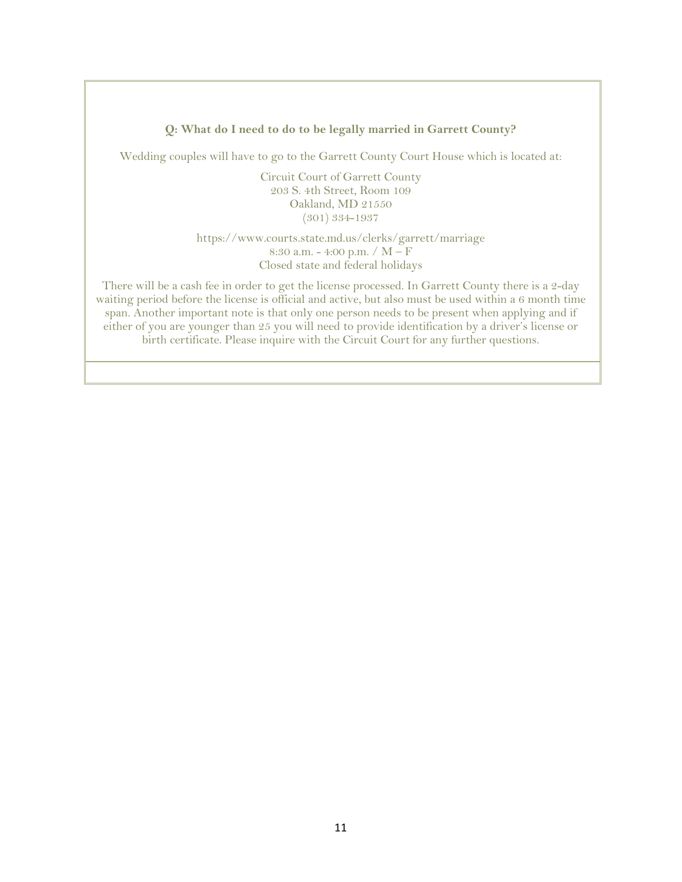**Q: What do I need to do to be legally married in Garrett County?**

Wedding couples will have to go to the Garrett County Court House which is located at:

Circuit Court of Garrett County
203 S. 4th Street, Room 109
Oakland, MD 21550
(301) 334-1937

https://www.courts.state.md.us/clerks/garrett/marriage
8:30 a.m. - 4:00 p.m. / M – F
Closed state and federal holidays

There will be a cash fee in order to get the license processed. In Garrett County there is a 2-day waiting period before the license is official and active, but also must be used within a 6 month time span. Another important note is that only one person needs to be present when applying and if either of you are younger than 25 you will need to provide identification by a driver's license or birth certificate. Please inquire with the Circuit Court for any further questions.